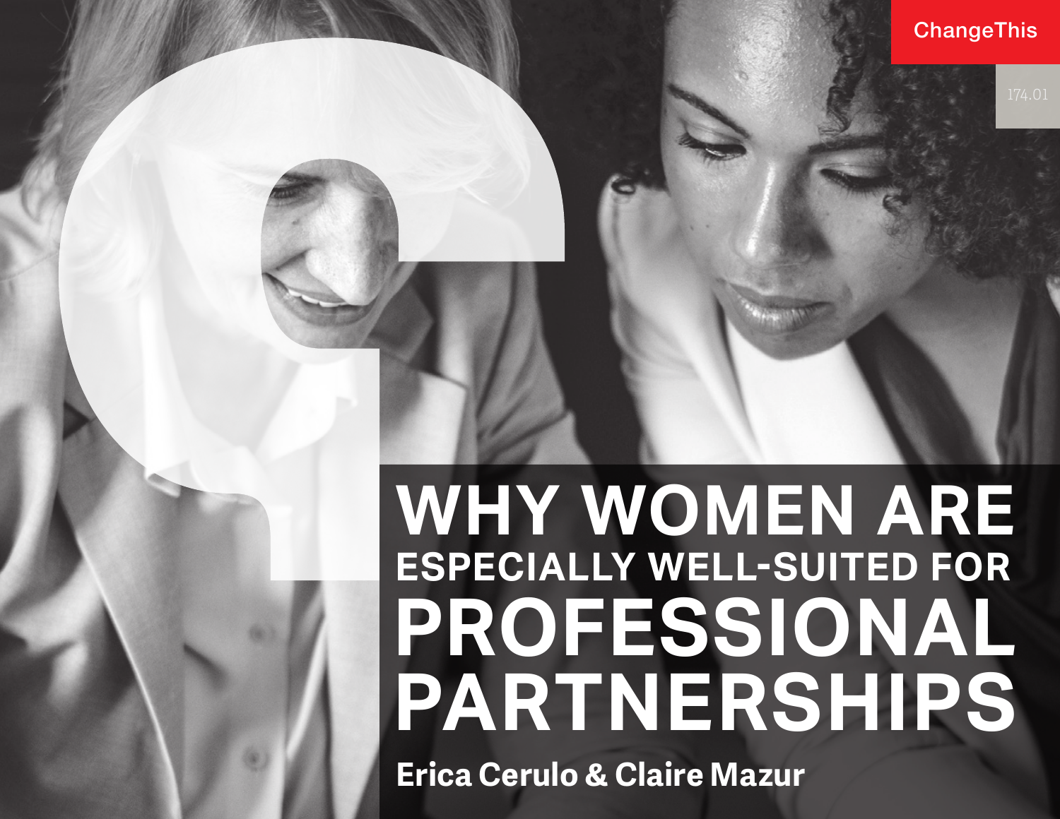ChangeThis

174.01

# WHY WOMEN ARE ESPECIALLY WELL-SUITED FOR PROFESSIONAL PARTNERSHIPS

**Erica Cerulo & Claire Mazur**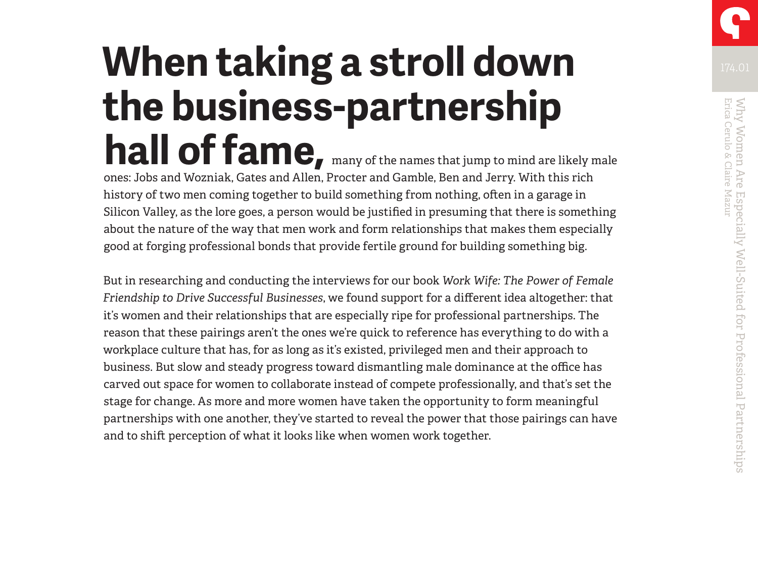**When taking a stroll down the business-partnership hall of fame,** many of the names that jump to mind are likely male ones: Jobs and Wozniak, Gates and Allen, Procter and Gamble, Ben and Jerry. With this rich history of two men coming together to build something from nothing, often in a garage in Silicon Valley, as the lore goes, a person would be justified in presuming that there is something about the nature of the way that men work and form relationships that makes them especially good at forging professional bonds that provide fertile ground for building something big.

But in researching and conducting the interviews for our book *Work Wife: The Power of Female Friendship to Drive Successful Businesses*, we found support for a different idea altogether: that it's women and their relationships that are especially ripe for professional partnerships. The reason that these pairings aren't the ones we're quick to reference has everything to do with a workplace culture that has, for as long as it's existed, privileged men and their approach to business. But slow and steady progress toward dismantling male dominance at the office has carved out space for women to collaborate instead of compete professionally, and that's set the stage for change. As more and more women have taken the opportunity to form meaningful partnerships with one another, they've started to reveal the power that those pairings can have and to shift perception of what it looks like when women work together.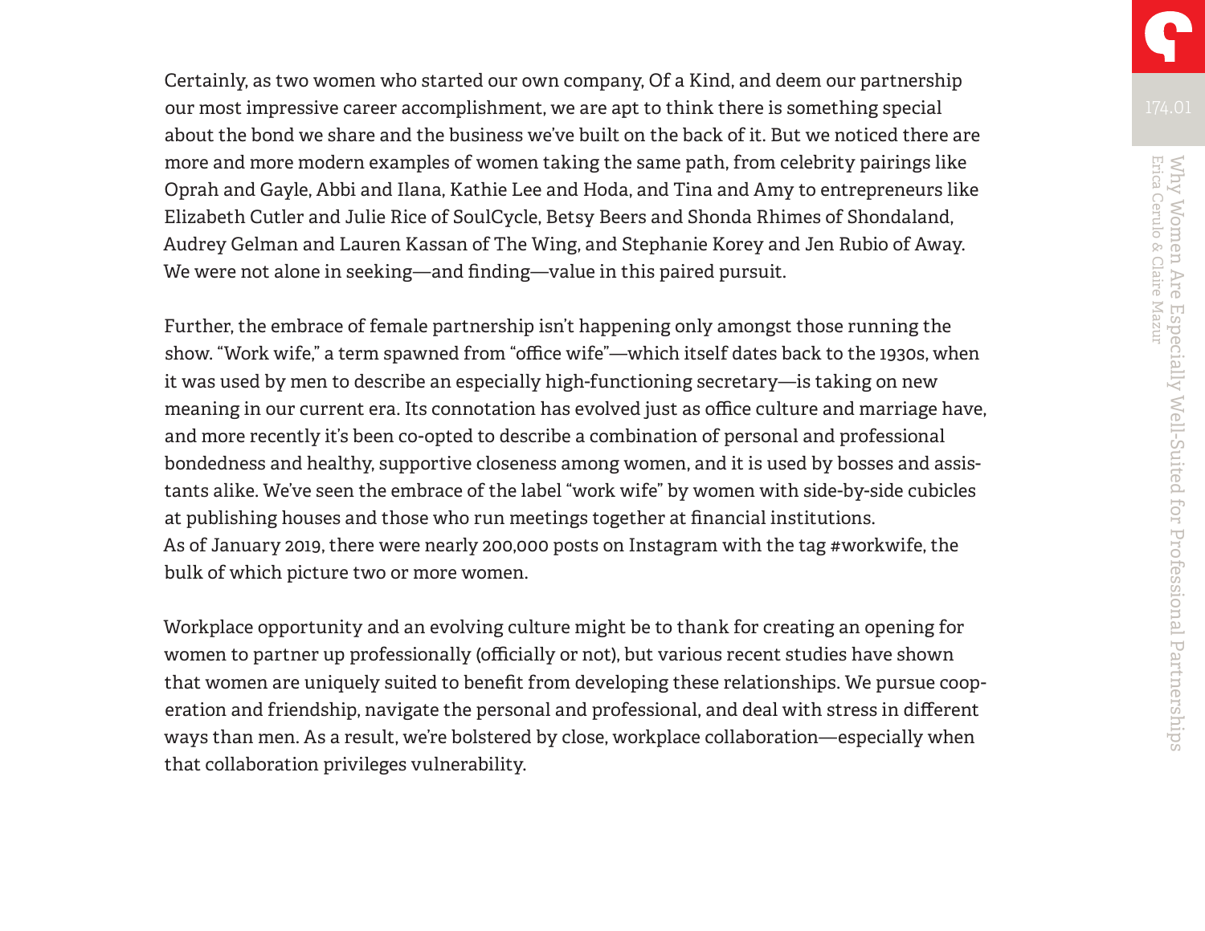Certainly, as two women who started our own company, Of a Kind, and deem our partnership our most impressive career accomplishment, we are apt to think there is something special about the bond we share and the business we've built on the back of it. But we noticed there are more and more modern examples of women taking the same path, from celebrity pairings like Oprah and Gayle, Abbi and Ilana, Kathie Lee and Hoda, and Tina and Amy to entrepreneurs like Elizabeth Cutler and Julie Rice of SoulCycle, Betsy Beers and Shonda Rhimes of Shondaland, Audrey Gelman and Lauren Kassan of The Wing, and Stephanie Korey and Jen Rubio of Away. We were not alone in seeking—and finding—value in this paired pursuit.

Further, the embrace of female partnership isn't happening only amongst those running the show. "Work wife," a term spawned from "office wife"—which itself dates back to the 1930s, when it was used by men to describe an especially high-functioning secretary—is taking on new meaning in our current era. Its connotation has evolved just as office culture and marriage have, and more recently it's been co-opted to describe a combination of personal and professional bondedness and healthy, supportive closeness among women, and it is used by bosses and assistants alike. We've seen the embrace of the label "work wife" by women with side-by-side cubicles at publishing houses and those who run meetings together at financial institutions. As of January 2019, there were nearly 200,000 posts on Instagram with the tag #workwife, the bulk of which picture two or more women.

Workplace opportunity and an evolving culture might be to thank for creating an opening for women to partner up professionally (officially or not), but various recent studies have shown that women are uniquely suited to benefit from developing these relationships. We pursue cooperation and friendship, navigate the personal and professional, and deal with stress in different ways than men. As a result, we're bolstered by close, workplace collaboration—especially when that collaboration privileges vulnerability.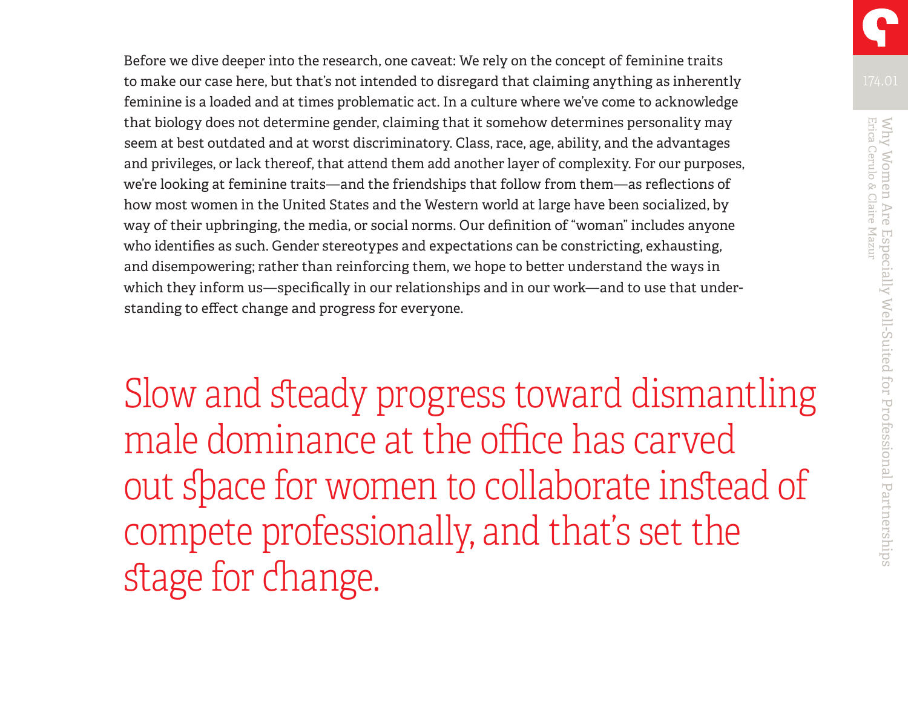Before we dive deeper into the research, one caveat: We rely on the concept of feminine traits to make our case here, but that's not intended to disregard that claiming anything as inherently feminine is a loaded and at times problematic act. In a culture where we've come to acknowledge that biology does not determine gender, claiming that it somehow determines personality may seem at best outdated and at worst discriminatory. Class, race, age, ability, and the advantages and privileges, or lack thereof, that attend them add another layer of complexity. For our purposes, we're looking at feminine traits—and the friendships that follow from them—as reflections of how most women in the United States and the Western world at large have been socialized, by way of their upbringing, the media, or social norms. Our definition of "woman" includes anyone who identifies as such. Gender stereotypes and expectations can be constricting, exhausting, and disempowering; rather than reinforcing them, we hope to better understand the ways in which they inform us—specifically in our relationships and in our work—and to use that understanding to effect change and progress for everyone.

> Slow and steady progress toward dismantling male dominance at the office has carved out space for women to collaborate instead of compete professionally, and that's set the stage for change.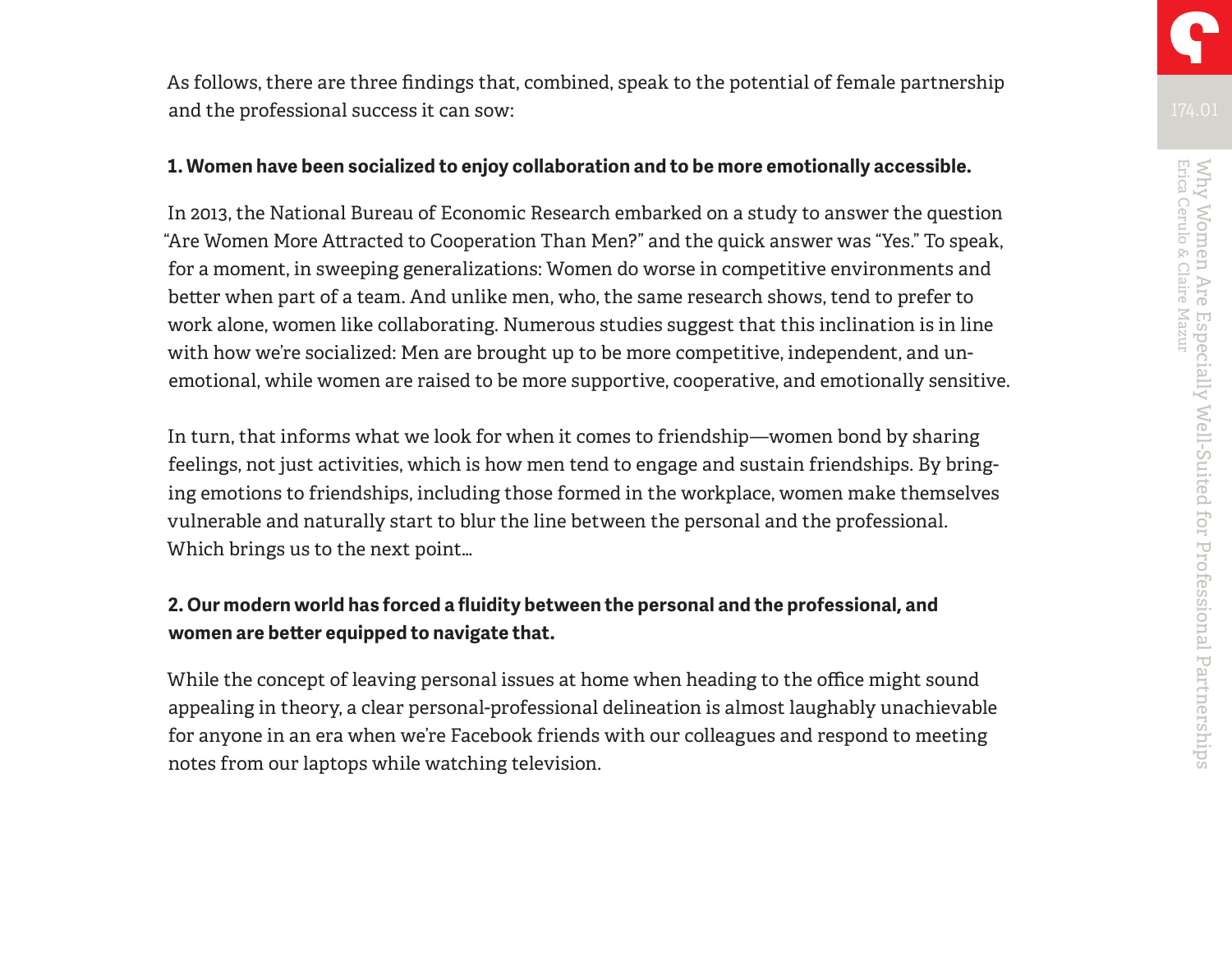As follows, there are three findings that, combined, speak to the potential of female partnership and the professional success it can sow:

**1. Women have been socialized to enjoy collaboration and to be more emotionally accessible.**

In 2013, the National Bureau of Economic Research embarked on a study to answer the question "Are Women More Attracted to Cooperation Than Men?" and the quick answer was "Yes." To speak, for a moment, in sweeping generalizations: Women do worse in competitive environments and better when part of a team. And unlike men, who, the same research shows, tend to prefer to work alone, women like collaborating. Numerous studies suggest that this inclination is in line with how we're socialized: Men are brought up to be more competitive, independent, and unemotional, while women are raised to be more supportive, cooperative, and emotionally sensitive.

In turn, that informs what we look for when it comes to friendship—women bond by sharing feelings, not just activities, which is how men tend to engage and sustain friendships. By bringing emotions to friendships, including those formed in the workplace, women make themselves vulnerable and naturally start to blur the line between the personal and the professional. Which brings us to the next point...

**2. Our modern world has forced a fluidity between the personal and the professional, and women are better equipped to navigate that.**

While the concept of leaving personal issues at home when heading to the office might sound appealing in theory, a clear personal-professional delineation is almost laughably unachievable for anyone in an era when we're Facebook friends with our colleagues and respond to meeting notes from our laptops while watching television.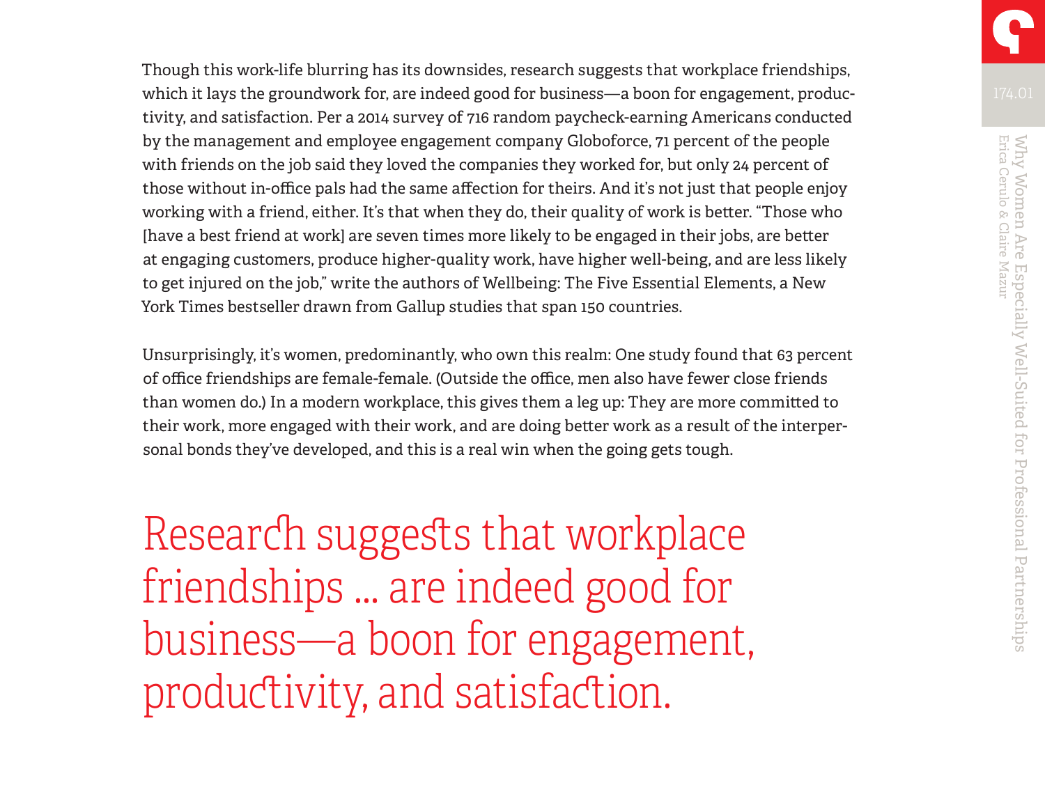Though this work-life blurring has its downsides, research suggests that workplace friendships, which it lays the groundwork for, are indeed good for business—a boon for engagement, productivity, and satisfaction. Per a 2014 survey of 716 random paycheck-earning Americans conducted by the management and employee engagement company Globoforce, 71 percent of the people with friends on the job said they loved the companies they worked for, but only 24 percent of those without in-office pals had the same affection for theirs. And it's not just that people enjoy working with a friend, either. It's that when they do, their quality of work is better. "Those who [have a best friend at work] are seven times more likely to be engaged in their jobs, are better at engaging customers, produce higher-quality work, have higher well-being, and are less likely to get injured on the job," write the authors of Wellbeing: The Five Essential Elements, a New York Times bestseller drawn from Gallup studies that span 150 countries.

Unsurprisingly, it's women, predominantly, who own this realm: One study found that 63 percent of office friendships are female-female. (Outside the office, men also have fewer close friends than women do.) In a modern workplace, this gives them a leg up: They are more committed to their work, more engaged with their work, and are doing better work as a result of the interpersonal bonds they've developed, and this is a real win when the going gets tough.

> Research suggests that workplace friendships ... are indeed good for business—a boon for engagement, productivity, and satisfaction.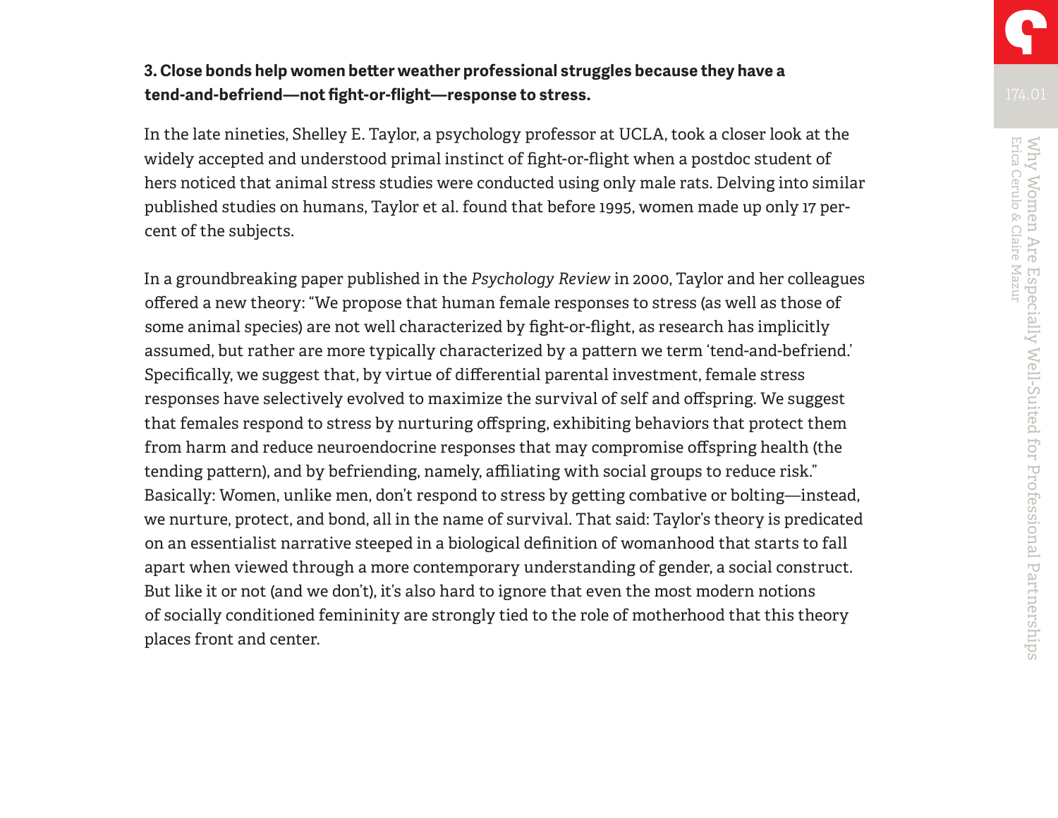**3. Close bonds help women better weather professional struggles because they have a tend-and-befriend—not fight-or-flight—response to stress.**

In the late nineties, Shelley E. Taylor, a psychology professor at UCLA, took a closer look at the widely accepted and understood primal instinct of fight-or-flight when a postdoc student of hers noticed that animal stress studies were conducted using only male rats. Delving into similar published studies on humans, Taylor et al. found that before 1995, women made up only 17 percent of the subjects.

In a groundbreaking paper published in the *Psychology Review* in 2000, Taylor and her colleagues offered a new theory: "We propose that human female responses to stress (as well as those of some animal species) are not well characterized by fight-or-flight, as research has implicitly assumed, but rather are more typically characterized by a pattern we term 'tend-and-befriend.' Specifically, we suggest that, by virtue of differential parental investment, female stress responses have selectively evolved to maximize the survival of self and offspring. We suggest that females respond to stress by nurturing offspring, exhibiting behaviors that protect them from harm and reduce neuroendocrine responses that may compromise offspring health (the tending pattern), and by befriending, namely, affiliating with social groups to reduce risk." Basically: Women, unlike men, don't respond to stress by getting combative or bolting—instead, we nurture, protect, and bond, all in the name of survival. That said: Taylor's theory is predicated on an essentialist narrative steeped in a biological definition of womanhood that starts to fall apart when viewed through a more contemporary understanding of gender, a social construct. But like it or not (and we don't), it's also hard to ignore that even the most modern notions of socially conditioned femininity are strongly tied to the role of motherhood that this theory places front and center.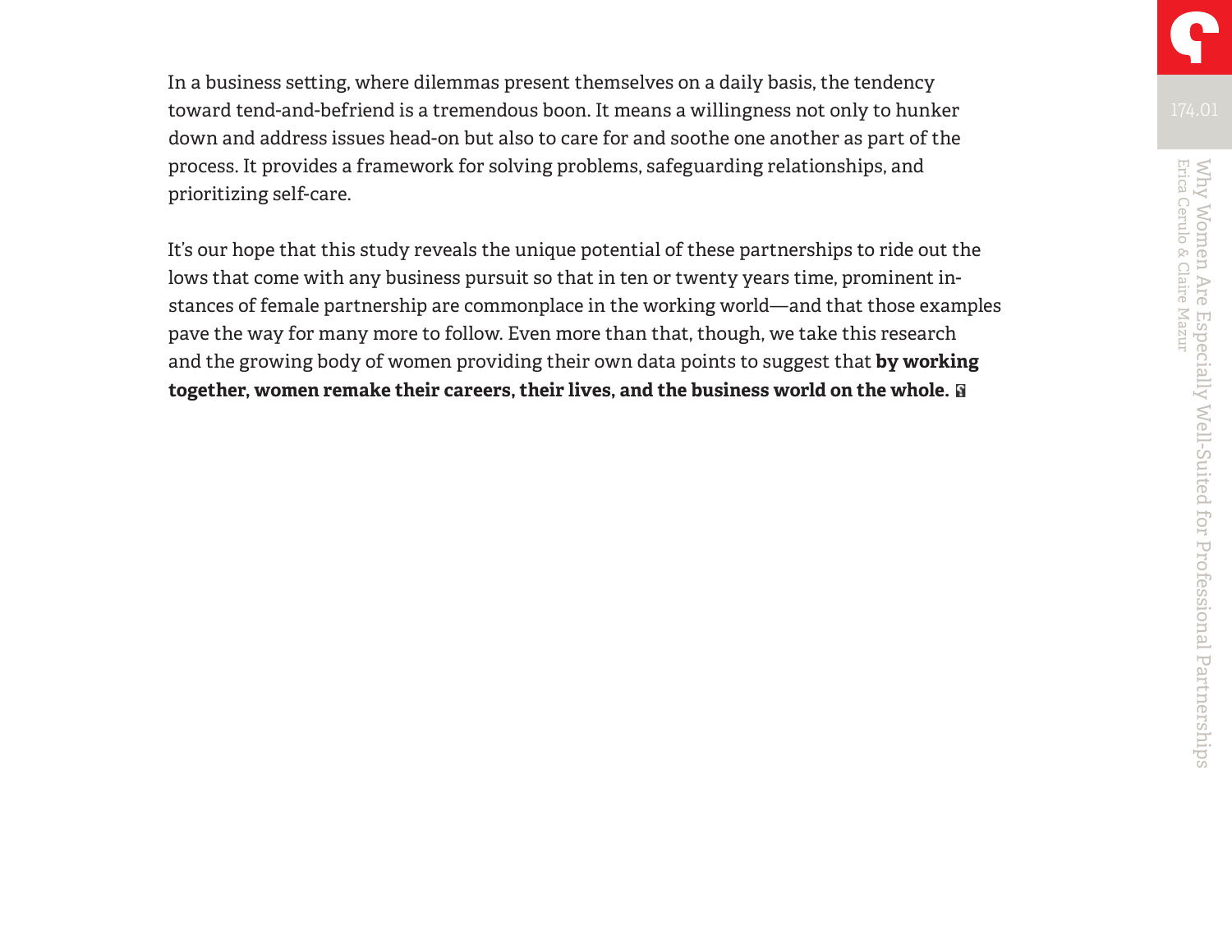In a business setting, where dilemmas present themselves on a daily basis, the tendency toward tend-and-befriend is a tremendous boon. It means a willingness not only to hunker down and address issues head-on but also to care for and soothe one another as part of the process. It provides a framework for solving problems, safeguarding relationships, and prioritizing self-care.

It's our hope that this study reveals the unique potential of these partnerships to ride out the lows that come with any business pursuit so that in ten or twenty years time, prominent instances of female partnership are commonplace in the working world—and that those examples pave the way for many more to follow. Even more than that, though, we take this research and the growing body of women providing their own data points to suggest that **by working together, women remake their careers, their lives, and the business world on the whole.**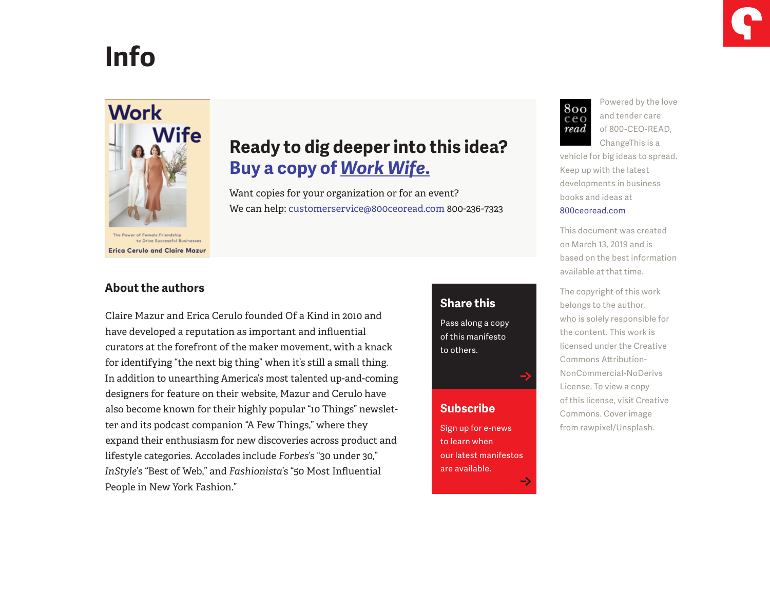# Info

## Ready to dig deeper into this idea?
## Buy a copy of *Work Wife.*

Want copies for your organization or for an event?
We can help: customerservice@800ceoread.com 800-236-7323

### About the authors

Claire Mazur and Erica Cerulo founded Of a Kind in 2010 and have developed a reputation as important and influential curators at the forefront of the maker movement, with a knack for identifying "the next big thing" when it's still a small thing. In addition to unearthing America's most talented up-and-coming designers for feature on their website, Mazur and Cerulo have also become known for their highly popular "10 Things" newsletter and its podcast companion "A Few Things," where they expand their enthusiasm for new discoveries across product and lifestyle categories. Accolades include *Forbes*'s "30 under 30," *InStyle*'s "Best of Web," and *Fashionista*'s "50 Most Influential People in New York Fashion."

**Share this**

Pass along a copy of this manifesto to others.

**Subscribe**

Sign up for e-news to learn when our latest manifestos are available.

Powered by the love and tender care of 800-CEO-READ, ChangeThis is a vehicle for big ideas to spread. Keep up with the latest developments in business books and ideas at 800ceoread.com

This document was created on March 13, 2019 and is based on the best information available at that time.

The copyright of this work belongs to the author, who is solely responsible for the content. This work is licensed under the Creative Commons Attribution-NonCommercial-NoDerivs License. To view a copy of this license, visit Creative Commons. Cover image from rawpixel/Unsplash.